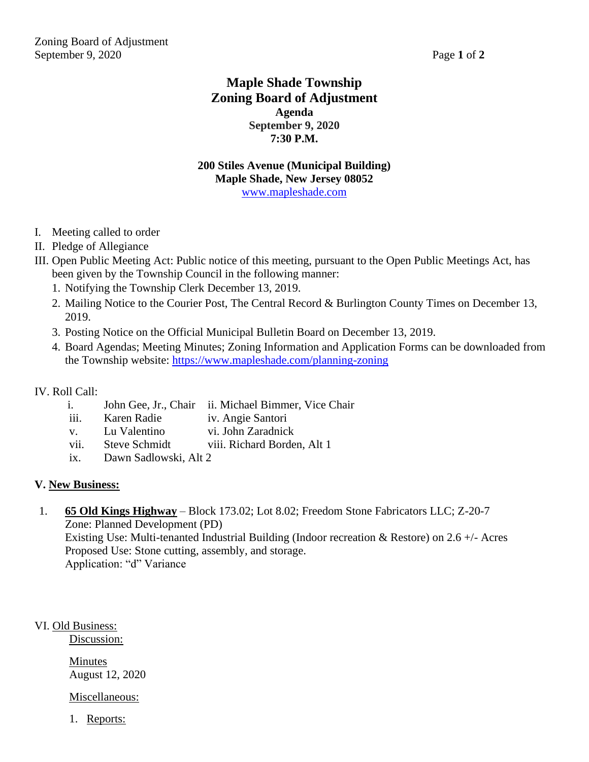# Maple Shade Township
# Zoning Board of Adjustment

**Agenda**
**September 9, 2020**
**7:30 P.M.**

**200 Stiles Avenue (Municipal Building)**
**Maple Shade, New Jersey 08052**
www.mapleshade.com

I. Meeting called to order

II. Pledge of Allegiance

III. Open Public Meeting Act: Public notice of this meeting, pursuant to the Open Public Meetings Act, has been given by the Township Council in the following manner:

1. Notifying the Township Clerk December 13, 2019.
2. Mailing Notice to the Courier Post, The Central Record & Burlington County Times on December 13, 2019.
3. Posting Notice on the Official Municipal Bulletin Board on December 13, 2019.
4. Board Agendas; Meeting Minutes; Zoning Information and Application Forms can be downloaded from the Township website: https://www.mapleshade.com/planning-zoning

IV. Roll Call:

- i. John Gee, Jr., Chair
- ii. Michael Bimmer, Vice Chair
- iii. Karen Radie
- iv. Angie Santori
- v. Lu Valentino
- vi. John Zaradnick
- vii. Steve Schmidt
- viii. Richard Borden, Alt 1
- ix. Dawn Sadlowski, Alt 2

## V. New Business:

1. **65 Old Kings Highway** – Block 173.02; Lot 8.02; Freedom Stone Fabricators LLC; Z-20-7
   Zone: Planned Development (PD)
   Existing Use: Multi-tenanted Industrial Building (Indoor recreation & Restore) on 2.6 +/- Acres
   Proposed Use: Stone cutting, assembly, and storage.
   Application: "d" Variance

VI. Old Business:

Discussion:

Minutes
August 12, 2020

Miscellaneous:

1. Reports: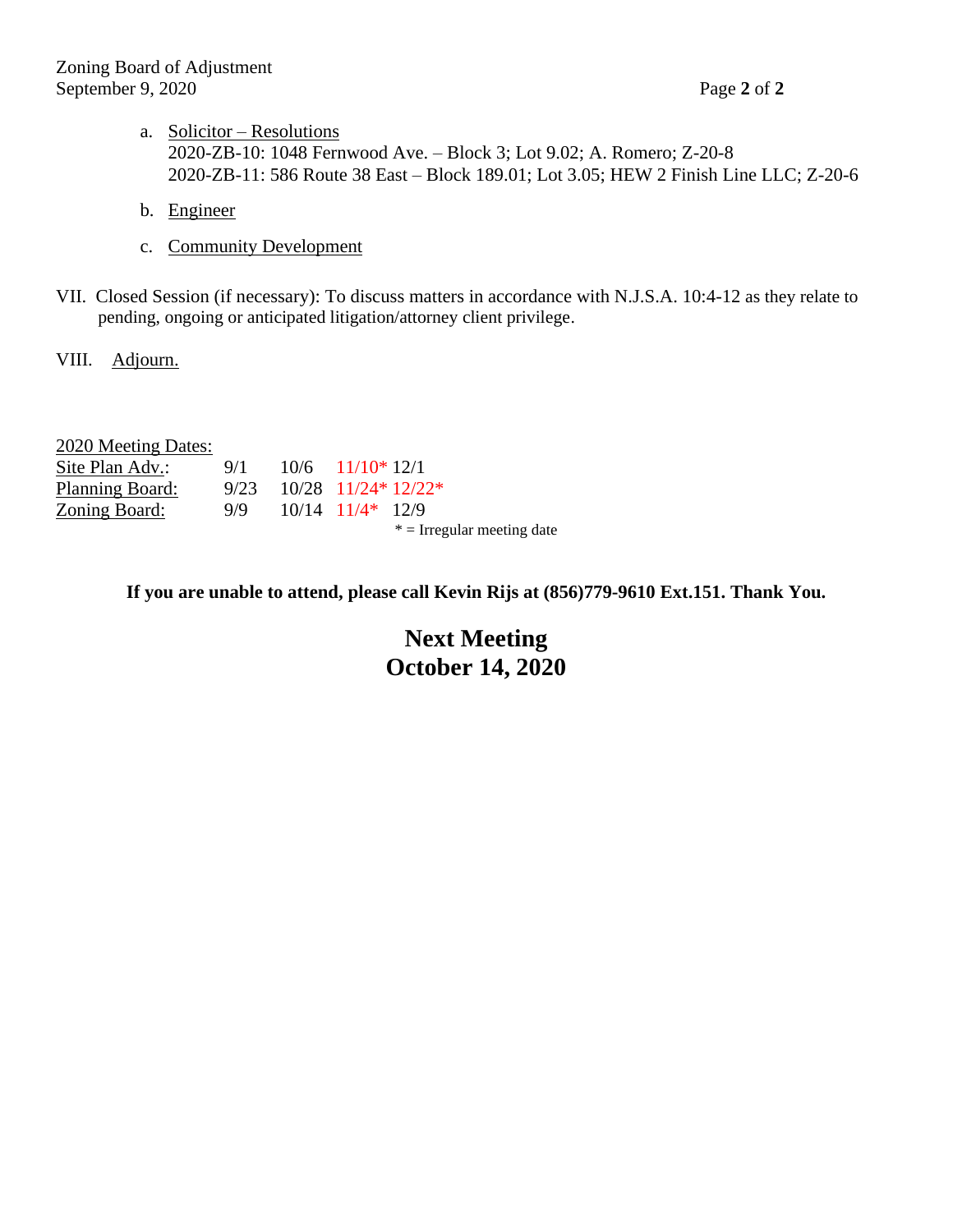a. Solicitor – Resolutions
   2020-ZB-10: 1048 Fernwood Ave. – Block 3; Lot 9.02; A. Romero; Z-20-8
   2020-ZB-11: 586 Route 38 East – Block 189.01; Lot 3.05; HEW 2 Finish Line LLC; Z-20-6

b. Engineer

c. Community Development

VII. Closed Session (if necessary): To discuss matters in accordance with N.J.S.A. 10:4-12 as they relate to pending, ongoing or anticipated litigation/attorney client privilege.

VIII. Adjourn.

2020 Meeting Dates:

| | | | | |
|---|---|---|---|---|
| Site Plan Adv.: | 9/1 | 10/6 | 11/10* | 12/1 |
| Planning Board: | 9/23 | 10/28 | 11/24* | 12/22* |
| Zoning Board: | 9/9 | 10/14 | 11/4* | 12/9 |

* = Irregular meeting date

**If you are unable to attend, please call Kevin Rijs at (856)779-9610 Ext.151. Thank You.**

**Next Meeting**
**October 14, 2020**